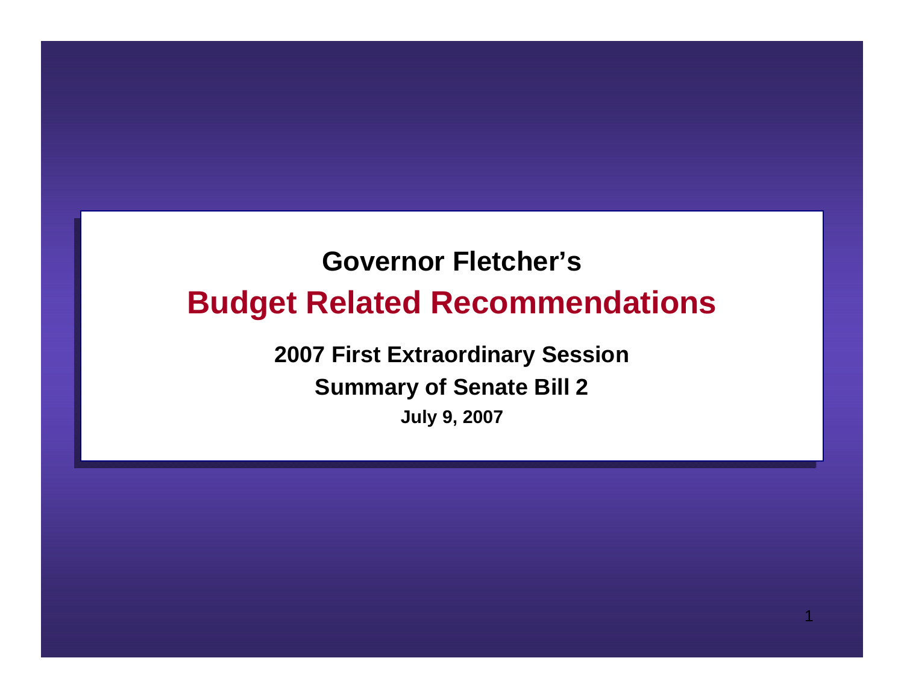Governor Fletcher's

# Budget Related Recommendations

**2007 First Extraordinary Session**

**Summary of Senate Bill 2**

**July 9, 2007**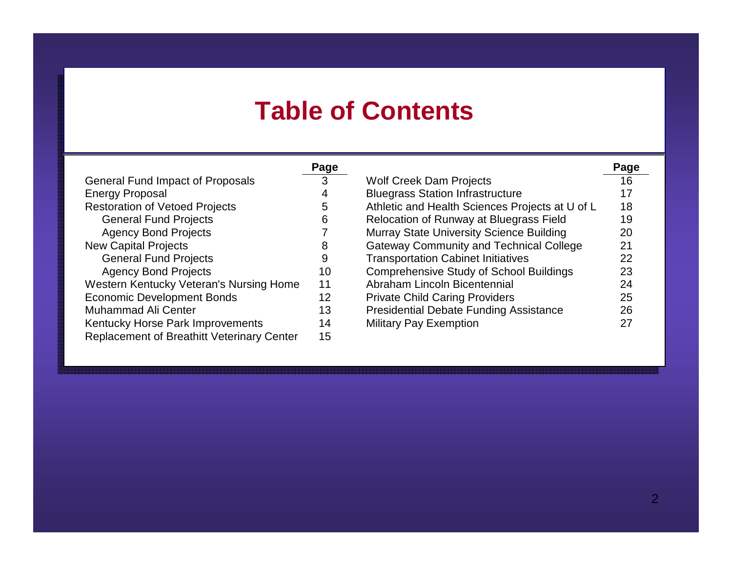# Table of Contents

| | Page |
|---|---|
| General Fund Impact of Proposals | 3 |
| Energy Proposal | 4 |
| Restoration of Vetoed Projects | 5 |
| General Fund Projects | 6 |
| Agency Bond Projects | 7 |
| New Capital Projects | 8 |
| General Fund Projects | 9 |
| Agency Bond Projects | 10 |
| Western Kentucky Veteran's Nursing Home | 11 |
| Economic Development Bonds | 12 |
| Muhammad Ali Center | 13 |
| Kentucky Horse Park Improvements | 14 |
| Replacement of Breathitt Veterinary Center | 15 |
| Wolf Creek Dam Projects | 16 |
| Bluegrass Station Infrastructure | 17 |
| Athletic and Health Sciences Projects at U of L | 18 |
| Relocation of Runway at Bluegrass Field | 19 |
| Murray State University Science Building | 20 |
| Gateway Community and Technical College | 21 |
| Transportation Cabinet Initiatives | 22 |
| Comprehensive Study of School Buildings | 23 |
| Abraham Lincoln Bicentennial | 24 |
| Private Child Caring Providers | 25 |
| Presidential Debate Funding Assistance | 26 |
| Military Pay Exemption | 27 |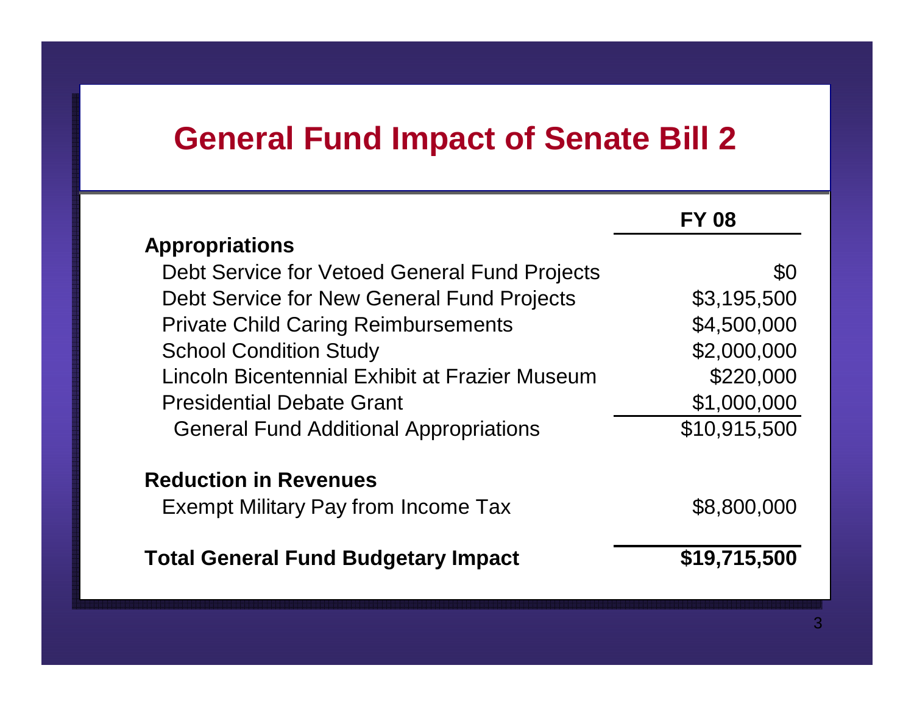# General Fund Impact of Senate Bill 2

| | FY 08 |
|---|---|
| **Appropriations** | |
| Debt Service for Vetoed General Fund Projects | $0 |
| Debt Service for New General Fund Projects | $3,195,500 |
| Private Child Caring Reimbursements | $4,500,000 |
| School Condition Study | $2,000,000 |
| Lincoln Bicentennial Exhibit at Frazier Museum | $220,000 |
| Presidential Debate Grant | $1,000,000 |
| General Fund Additional Appropriations | $10,915,500 |
| **Reduction in Revenues** | |
| Exempt Military Pay from Income Tax | $8,800,000 |
| **Total General Fund Budgetary Impact** | **$19,715,500** |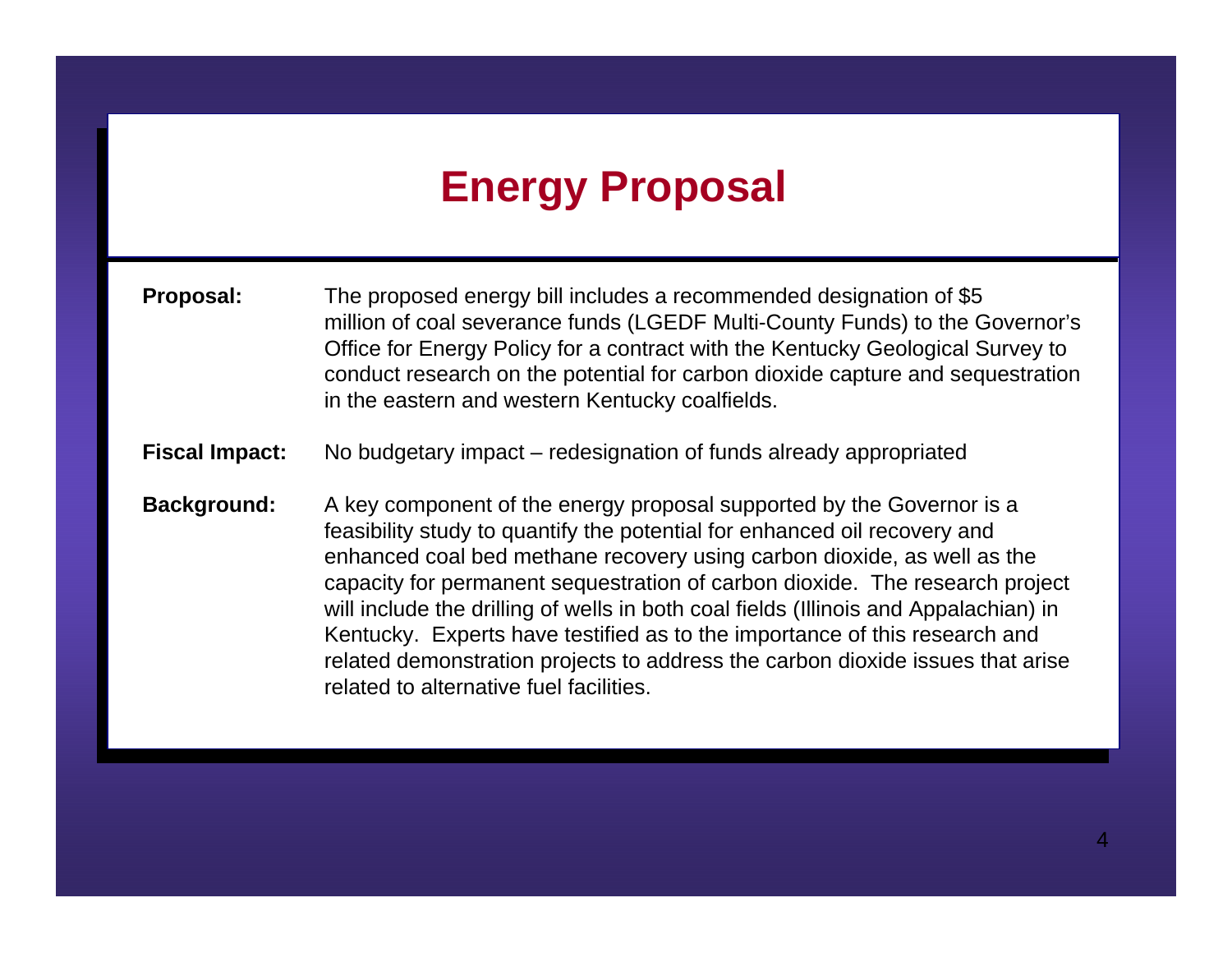# Energy Proposal

**Proposal:** The proposed energy bill includes a recommended designation of $5 million of coal severance funds (LGEDF Multi-County Funds) to the Governor's Office for Energy Policy for a contract with the Kentucky Geological Survey to conduct research on the potential for carbon dioxide capture and sequestration in the eastern and western Kentucky coalfields.

**Fiscal Impact:** No budgetary impact – redesignation of funds already appropriated

**Background:** A key component of the energy proposal supported by the Governor is a feasibility study to quantify the potential for enhanced oil recovery and enhanced coal bed methane recovery using carbon dioxide, as well as the capacity for permanent sequestration of carbon dioxide. The research project will include the drilling of wells in both coal fields (Illinois and Appalachian) in Kentucky. Experts have testified as to the importance of this research and related demonstration projects to address the carbon dioxide issues that arise related to alternative fuel facilities.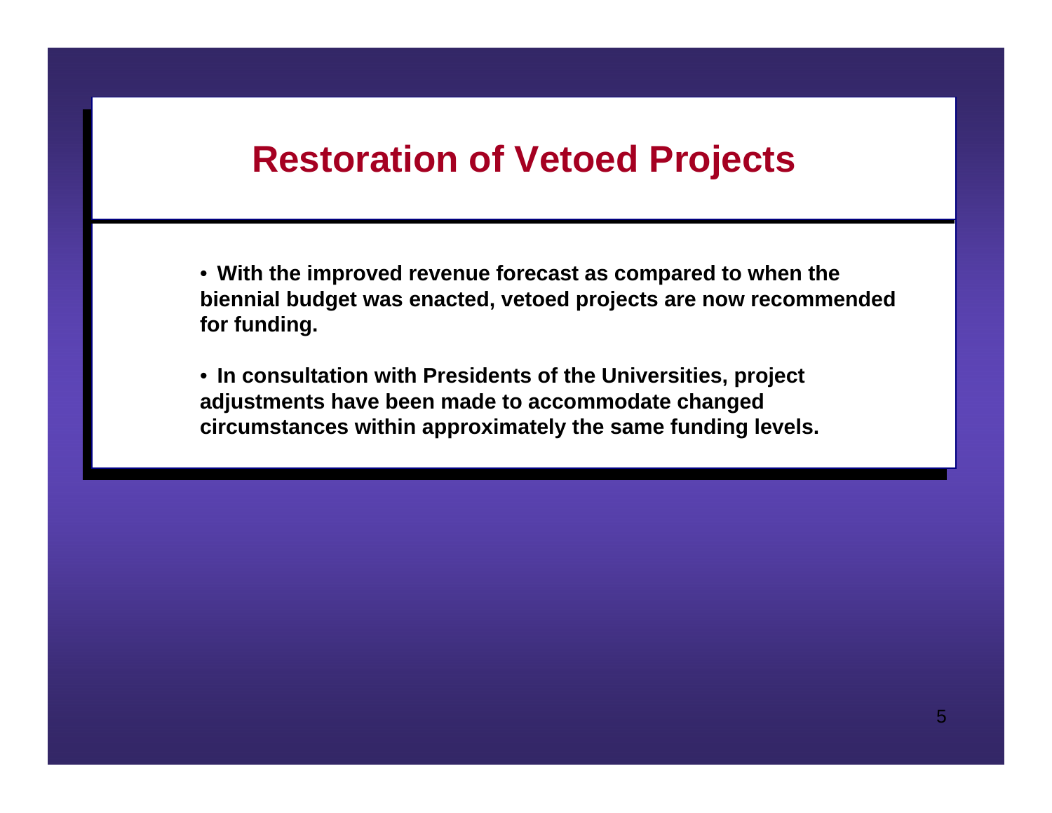# Restoration of Vetoed Projects

- **With the improved revenue forecast as compared to when the biennial budget was enacted, vetoed projects are now recommended for funding.**

- **In consultation with Presidents of the Universities, project adjustments have been made to accommodate changed circumstances within approximately the same funding levels.**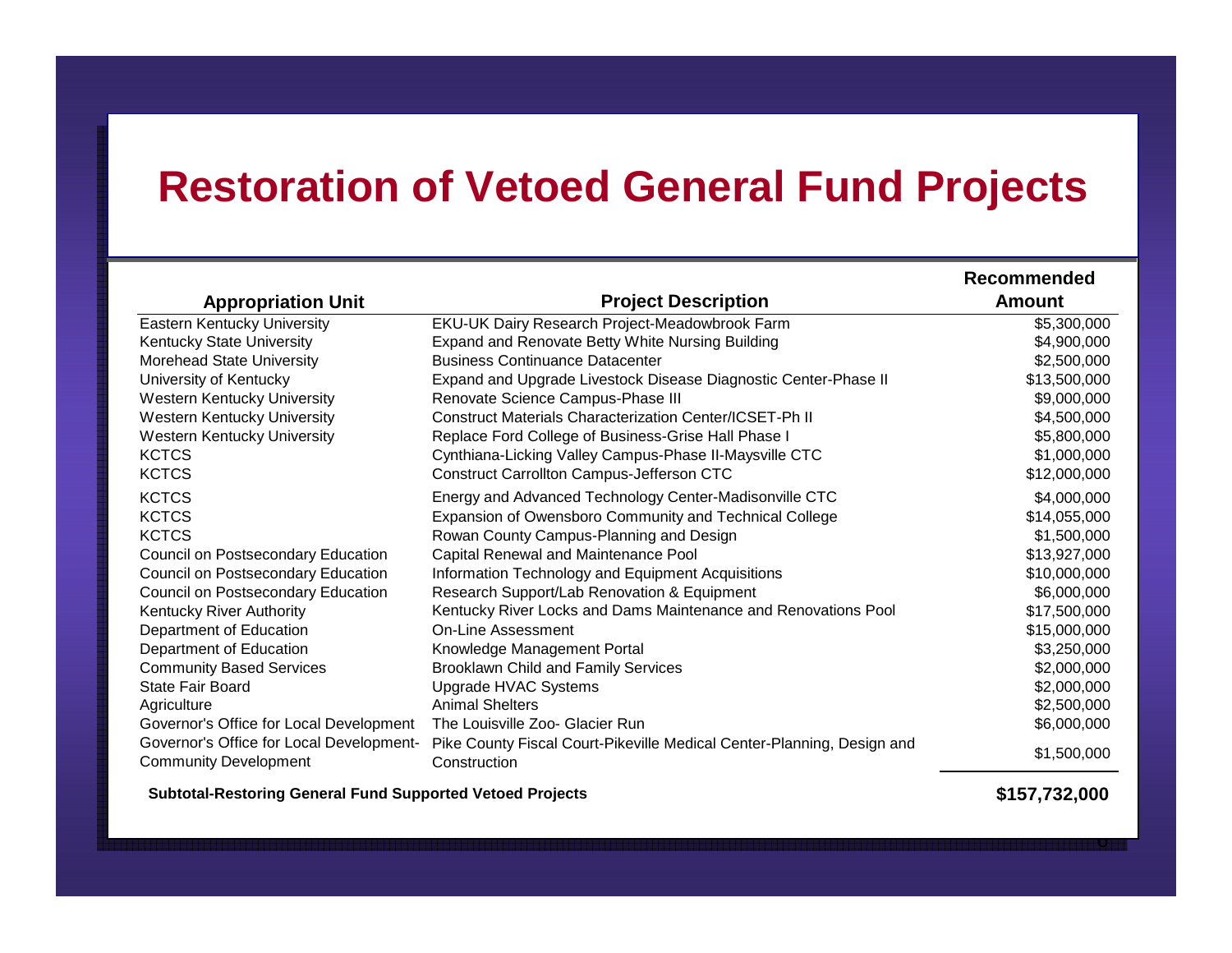# Restoration of Vetoed General Fund Projects

| Appropriation Unit | Project Description | Recommended Amount |
|---|---|---|
| Eastern Kentucky University | EKU-UK Dairy Research Project-Meadowbrook Farm | $5,300,000 |
| Kentucky State University | Expand and Renovate Betty White Nursing Building | $4,900,000 |
| Morehead State University | Business Continuance Datacenter | $2,500,000 |
| University of Kentucky | Expand and Upgrade Livestock Disease Diagnostic Center-Phase II | $13,500,000 |
| Western Kentucky University | Renovate Science Campus-Phase III | $9,000,000 |
| Western Kentucky University | Construct Materials Characterization Center/ICSET-Ph II | $4,500,000 |
| Western Kentucky University | Replace Ford College of Business-Grise Hall Phase I | $5,800,000 |
| KCTCS | Cynthiana-Licking Valley Campus-Phase II-Maysville CTC | $1,000,000 |
| KCTCS | Construct Carrollton Campus-Jefferson CTC | $12,000,000 |
| KCTCS | Energy and Advanced Technology Center-Madisonville CTC | $4,000,000 |
| KCTCS | Expansion of Owensboro Community and Technical College | $14,055,000 |
| KCTCS | Rowan County Campus-Planning and Design | $1,500,000 |
| Council on Postsecondary Education | Capital Renewal and Maintenance Pool | $13,927,000 |
| Council on Postsecondary Education | Information Technology and Equipment Acquisitions | $10,000,000 |
| Council on Postsecondary Education | Research Support/Lab Renovation & Equipment | $6,000,000 |
| Kentucky River Authority | Kentucky River Locks and Dams Maintenance and Renovations Pool | $17,500,000 |
| Department of Education | On-Line Assessment | $15,000,000 |
| Department of Education | Knowledge Management Portal | $3,250,000 |
| Community Based Services | Brooklawn Child and Family Services | $2,000,000 |
| State Fair Board | Upgrade HVAC Systems | $2,000,000 |
| Agriculture | Animal Shelters | $2,500,000 |
| Governor's Office for Local Development | The Louisville Zoo- Glacier Run | $6,000,000 |
| Governor's Office for Local Development-Community Development | Pike County Fiscal Court-Pikeville Medical Center-Planning, Design and Construction | $1,500,000 |
| **Subtotal-Restoring General Fund Supported Vetoed Projects** | | **$157,732,000** |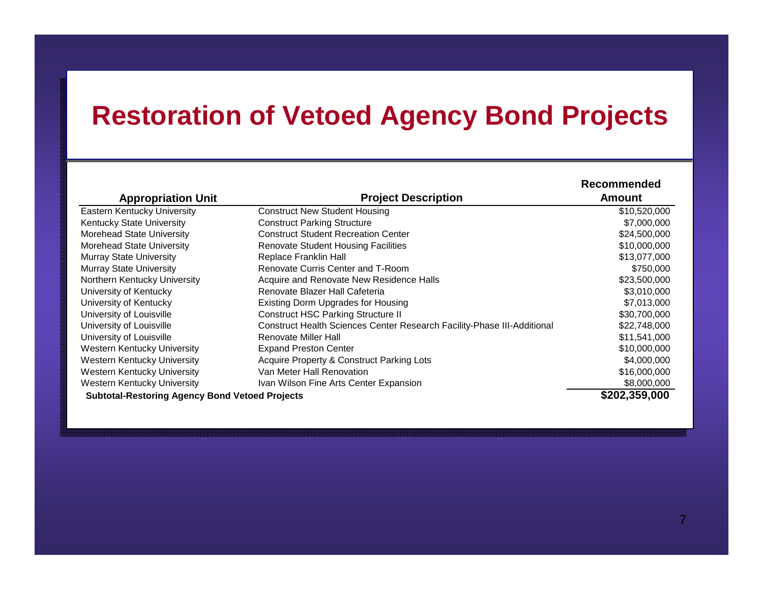# Restoration of Vetoed Agency Bond Projects

| Appropriation Unit | Project Description | Recommended Amount |
|---|---|---|
| Eastern Kentucky University | Construct New Student Housing | $10,520,000 |
| Kentucky State University | Construct Parking Structure | $7,000,000 |
| Morehead State University | Construct Student Recreation Center | $24,500,000 |
| Morehead State University | Renovate Student Housing Facilities | $10,000,000 |
| Murray State University | Replace Franklin Hall | $13,077,000 |
| Murray State University | Renovate Curris Center and T-Room | $750,000 |
| Northern Kentucky University | Acquire and Renovate New Residence Halls | $23,500,000 |
| University of Kentucky | Renovate Blazer Hall Cafeteria | $3,010,000 |
| University of Kentucky | Existing Dorm Upgrades for Housing | $7,013,000 |
| University of Louisville | Construct HSC Parking Structure II | $30,700,000 |
| University of Louisville | Construct Health Sciences Center Research Facility-Phase III-Additional | $22,748,000 |
| University of Louisville | Renovate Miller Hall | $11,541,000 |
| Western Kentucky University | Expand Preston Center | $10,000,000 |
| Western Kentucky University | Acquire Property & Construct Parking Lots | $4,000,000 |
| Western Kentucky University | Van Meter Hall Renovation | $16,000,000 |
| Western Kentucky University | Ivan Wilson Fine Arts Center Expansion | $8,000,000 |
| **Subtotal-Restoring Agency Bond Vetoed Projects** | | **$202,359,000** |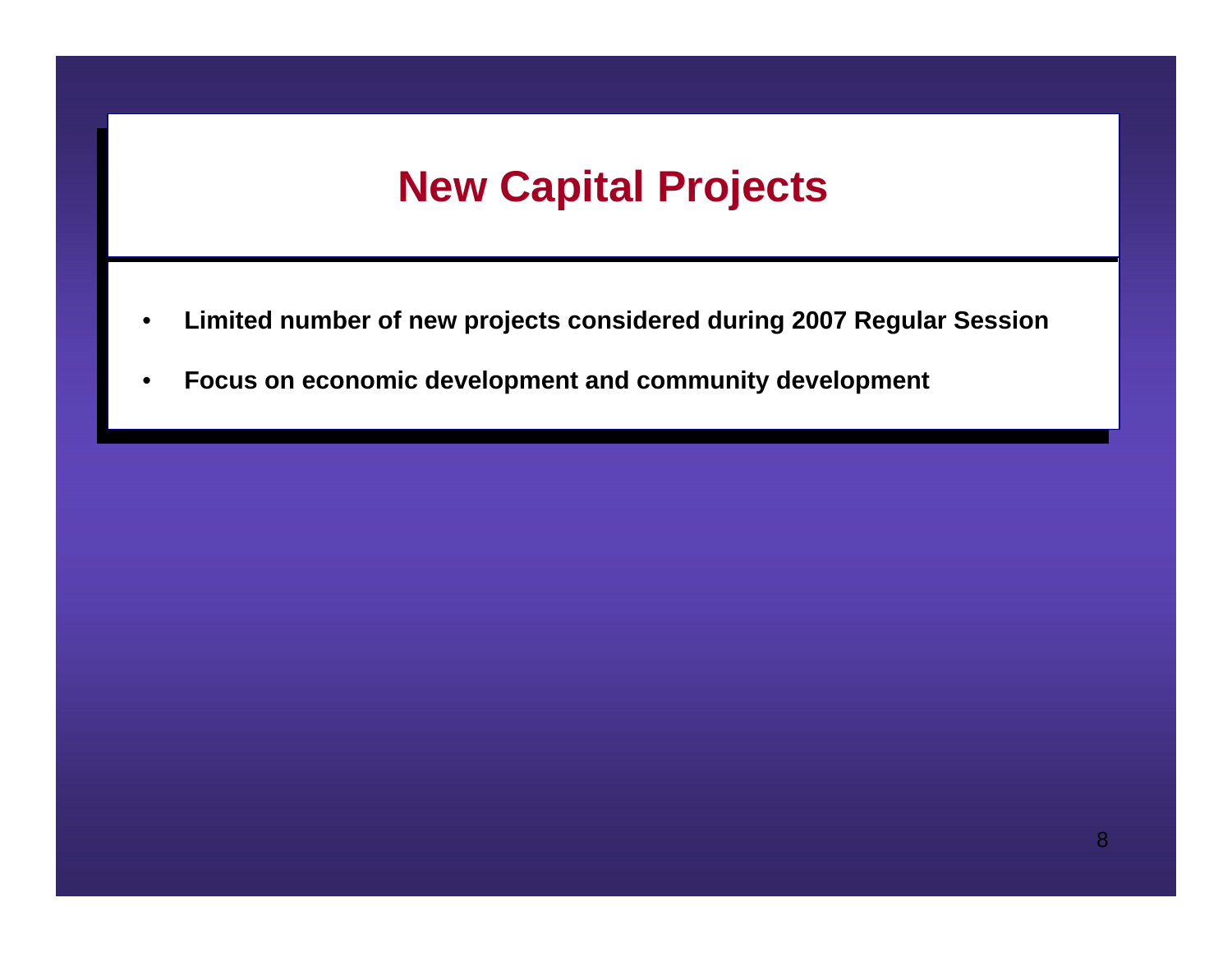# New Capital Projects

- **Limited number of new projects considered during 2007 Regular Session**
- **Focus on economic development and community development**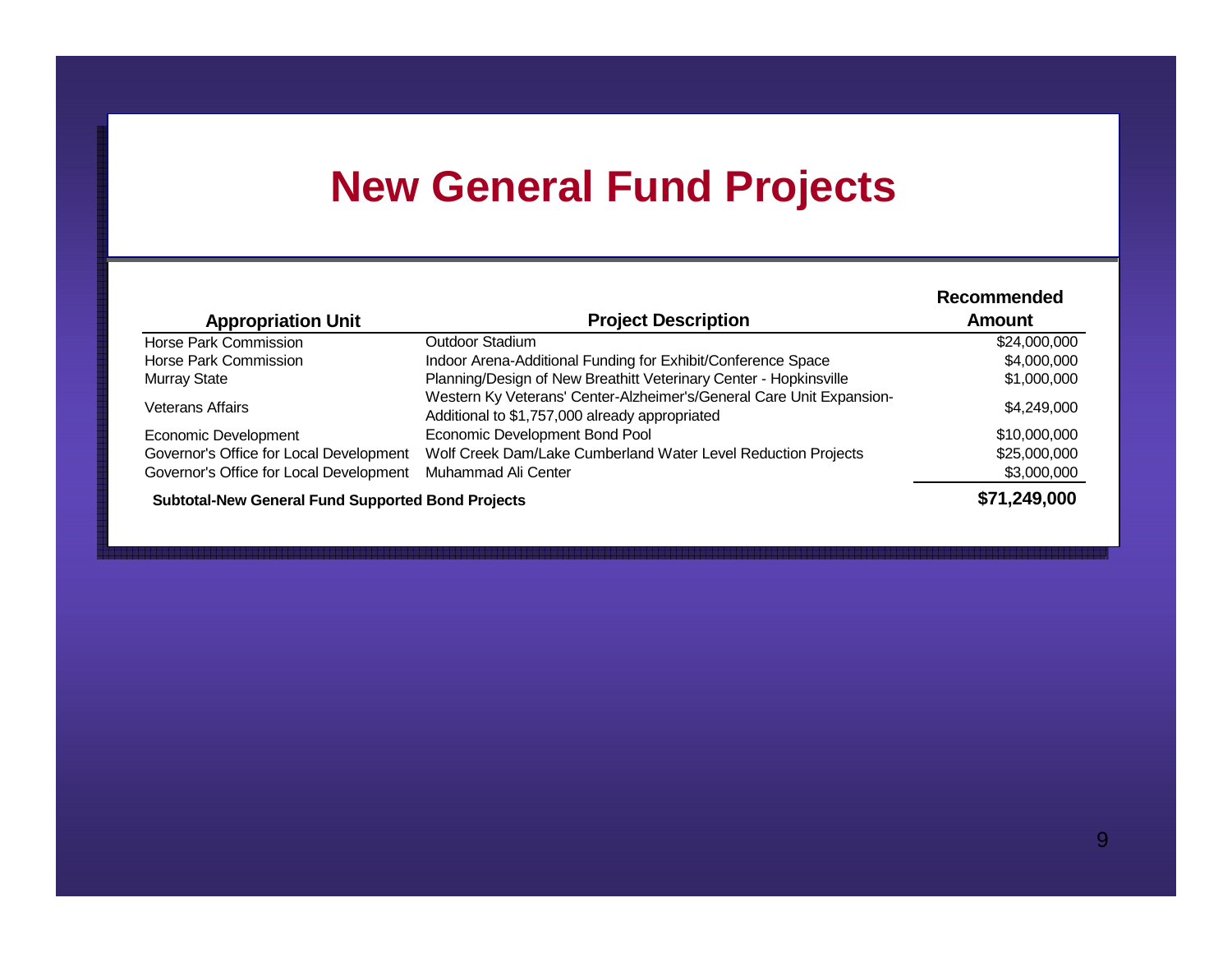# New General Fund Projects

| Appropriation Unit | Project Description | Recommended Amount |
|---|---|---|
| Horse Park Commission | Outdoor Stadium | $24,000,000 |
| Horse Park Commission | Indoor Arena-Additional Funding for Exhibit/Conference Space | $4,000,000 |
| Murray State | Planning/Design of New Breathitt Veterinary Center - Hopkinsville | $1,000,000 |
| Veterans Affairs | Western Ky Veterans' Center-Alzheimer's/General Care Unit Expansion-Additional to $1,757,000 already appropriated | $4,249,000 |
| Economic Development | Economic Development Bond Pool | $10,000,000 |
| Governor's Office for Local Development | Wolf Creek Dam/Lake Cumberland Water Level Reduction Projects | $25,000,000 |
| Governor's Office for Local Development | Muhammad Ali Center | $3,000,000 |
| **Subtotal-New General Fund Supported Bond Projects** | | **$71,249,000** |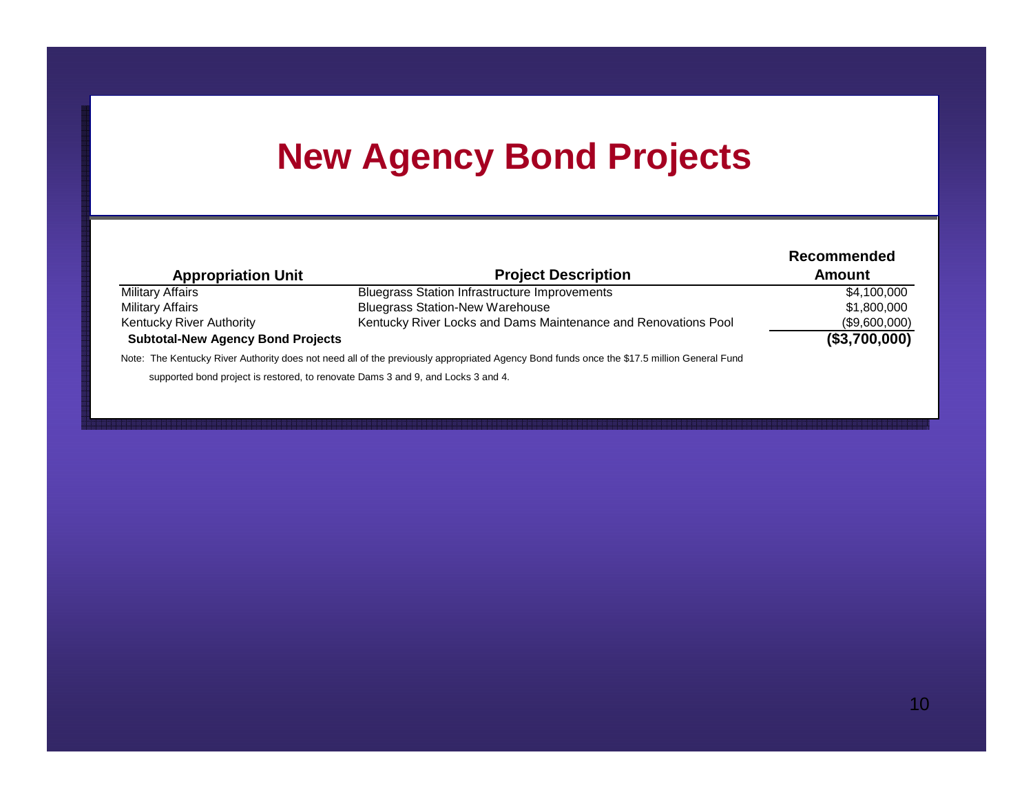# New Agency Bond Projects

| Appropriation Unit | Project Description | Recommended Amount |
|---|---|---|
| Military Affairs | Bluegrass Station Infrastructure Improvements | $4,100,000 |
| Military Affairs | Bluegrass Station-New Warehouse | $1,800,000 |
| Kentucky River Authority | Kentucky River Locks and Dams Maintenance and Renovations Pool | ($9,600,000) |
| **Subtotal-New Agency Bond Projects** | | **($3,700,000)** |

Note: The Kentucky River Authority does not need all of the previously appropriated Agency Bond funds once the $17.5 million General Fund supported bond project is restored, to renovate Dams 3 and 9, and Locks 3 and 4.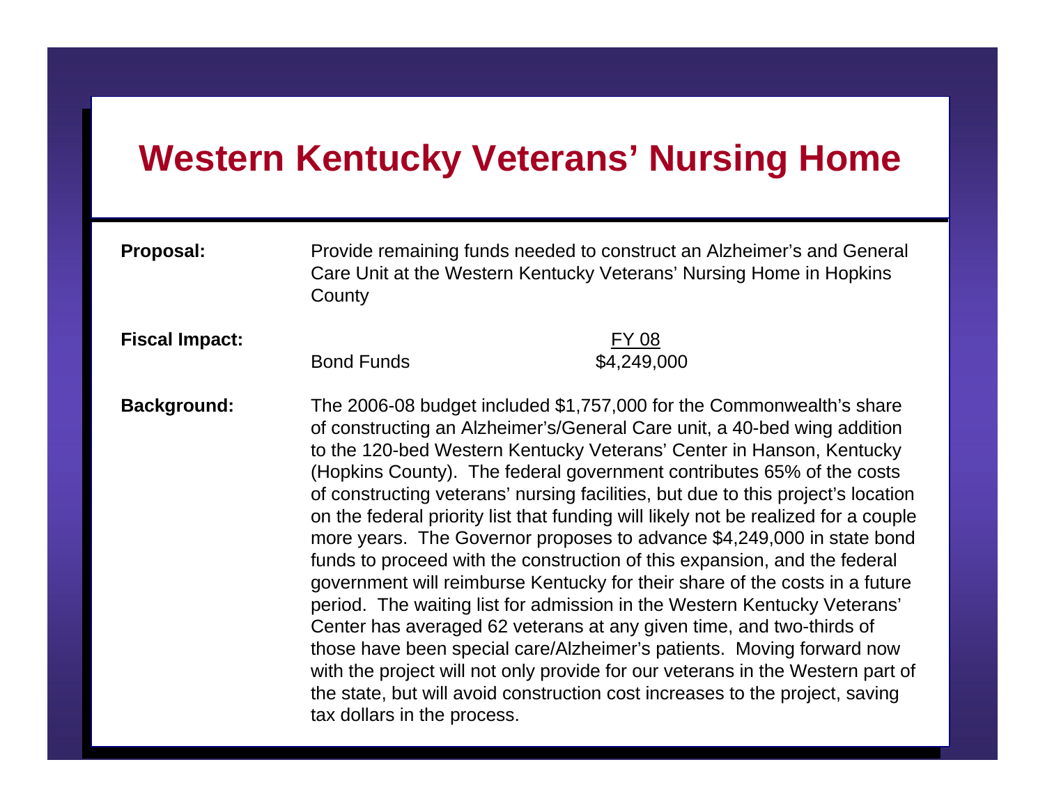# Western Kentucky Veterans' Nursing Home

**Proposal:** Provide remaining funds needed to construct an Alzheimer's and General Care Unit at the Western Kentucky Veterans' Nursing Home in Hopkins County

**Fiscal Impact:**

| | FY 08 |
|---|---|
| Bond Funds | $4,249,000 |

**Background:** The 2006-08 budget included $1,757,000 for the Commonwealth's share of constructing an Alzheimer's/General Care unit, a 40-bed wing addition to the 120-bed Western Kentucky Veterans' Center in Hanson, Kentucky (Hopkins County). The federal government contributes 65% of the costs of constructing veterans' nursing facilities, but due to this project's location on the federal priority list that funding will likely not be realized for a couple more years. The Governor proposes to advance $4,249,000 in state bond funds to proceed with the construction of this expansion, and the federal government will reimburse Kentucky for their share of the costs in a future period. The waiting list for admission in the Western Kentucky Veterans' Center has averaged 62 veterans at any given time, and two-thirds of those have been special care/Alzheimer's patients. Moving forward now with the project will not only provide for our veterans in the Western part of the state, but will avoid construction cost increases to the project, saving tax dollars in the process.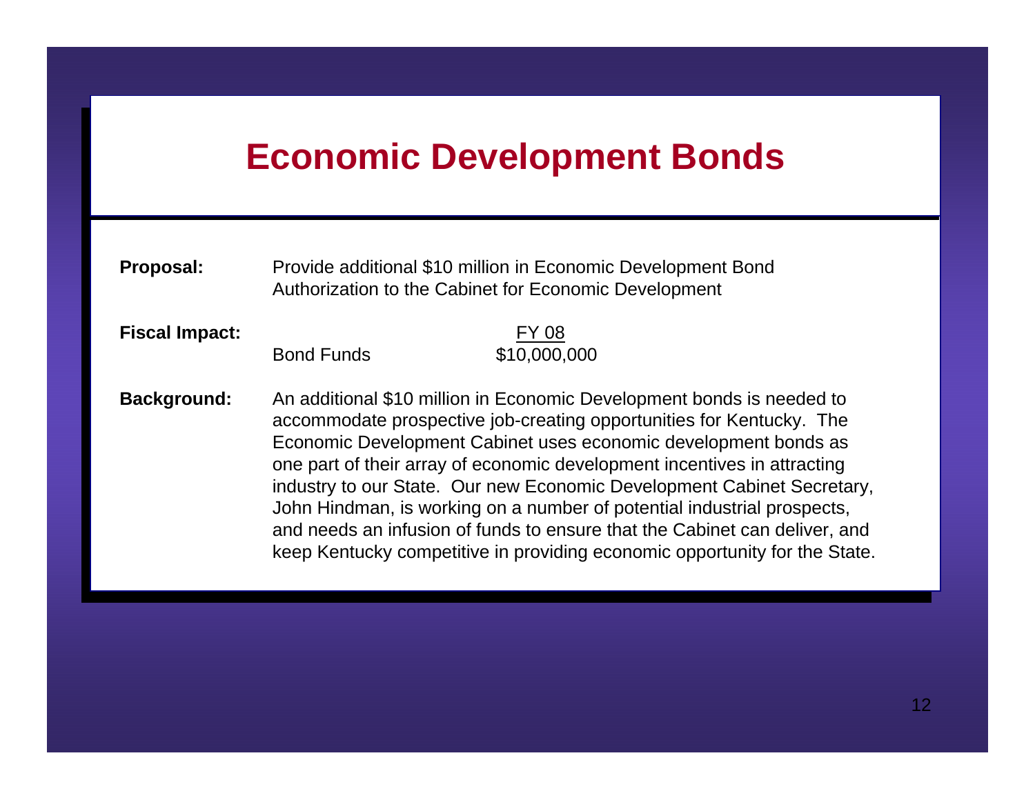# Economic Development Bonds

**Proposal:** Provide additional $10 million in Economic Development Bond Authorization to the Cabinet for Economic Development

**Fiscal Impact:**

| | FY 08 |
|---|---|
| Bond Funds | $10,000,000 |

**Background:** An additional $10 million in Economic Development bonds is needed to accommodate prospective job-creating opportunities for Kentucky. The Economic Development Cabinet uses economic development bonds as one part of their array of economic development incentives in attracting industry to our State. Our new Economic Development Cabinet Secretary, John Hindman, is working on a number of potential industrial prospects, and needs an infusion of funds to ensure that the Cabinet can deliver, and keep Kentucky competitive in providing economic opportunity for the State.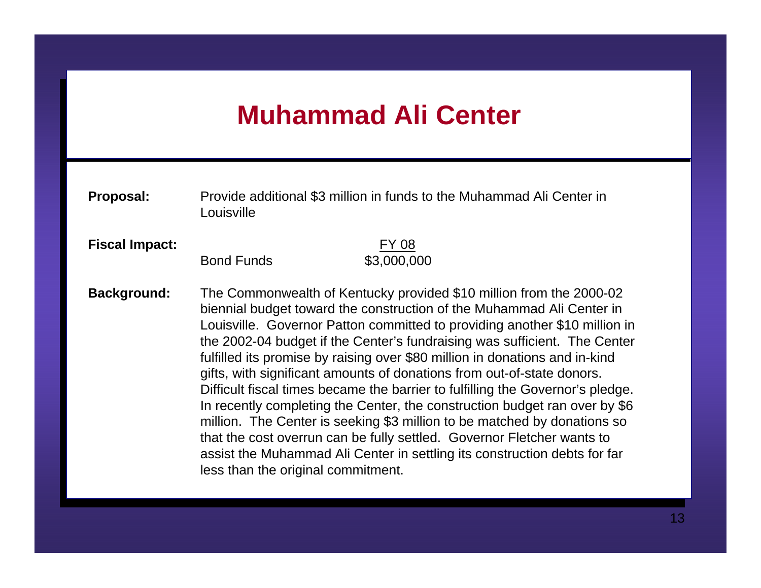# Muhammad Ali Center

**Proposal:** Provide additional $3 million in funds to the Muhammad Ali Center in Louisville

**Fiscal Impact:**

| | FY 08 |
|---|---|
| Bond Funds | $3,000,000 |

**Background:** The Commonwealth of Kentucky provided $10 million from the 2000-02 biennial budget toward the construction of the Muhammad Ali Center in Louisville. Governor Patton committed to providing another $10 million in the 2002-04 budget if the Center's fundraising was sufficient. The Center fulfilled its promise by raising over $80 million in donations and in-kind gifts, with significant amounts of donations from out-of-state donors. Difficult fiscal times became the barrier to fulfilling the Governor's pledge. In recently completing the Center, the construction budget ran over by $6 million. The Center is seeking $3 million to be matched by donations so that the cost overrun can be fully settled. Governor Fletcher wants to assist the Muhammad Ali Center in settling its construction debts for far less than the original commitment.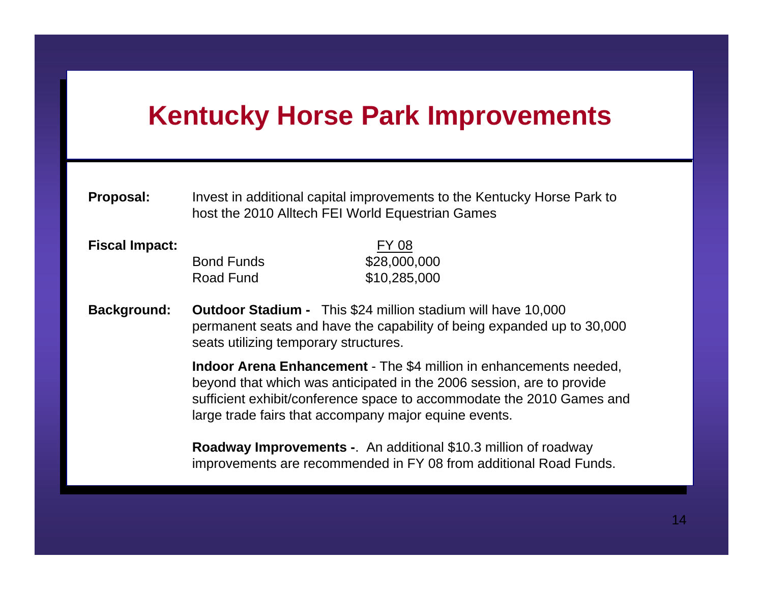# Kentucky Horse Park Improvements

**Proposal:** Invest in additional capital improvements to the Kentucky Horse Park to host the 2010 Alltech FEI World Equestrian Games

**Fiscal Impact:**

| | FY 08 |
|---|---|
| Bond Funds | $28,000,000 |
| Road Fund | $10,285,000 |

**Background:** **Outdoor Stadium -** This $24 million stadium will have 10,000 permanent seats and have the capability of being expanded up to 30,000 seats utilizing temporary structures.

**Indoor Arena Enhancement** - The $4 million in enhancements needed, beyond that which was anticipated in the 2006 session, are to provide sufficient exhibit/conference space to accommodate the 2010 Games and large trade fairs that accompany major equine events.

**Roadway Improvements -**. An additional $10.3 million of roadway improvements are recommended in FY 08 from additional Road Funds.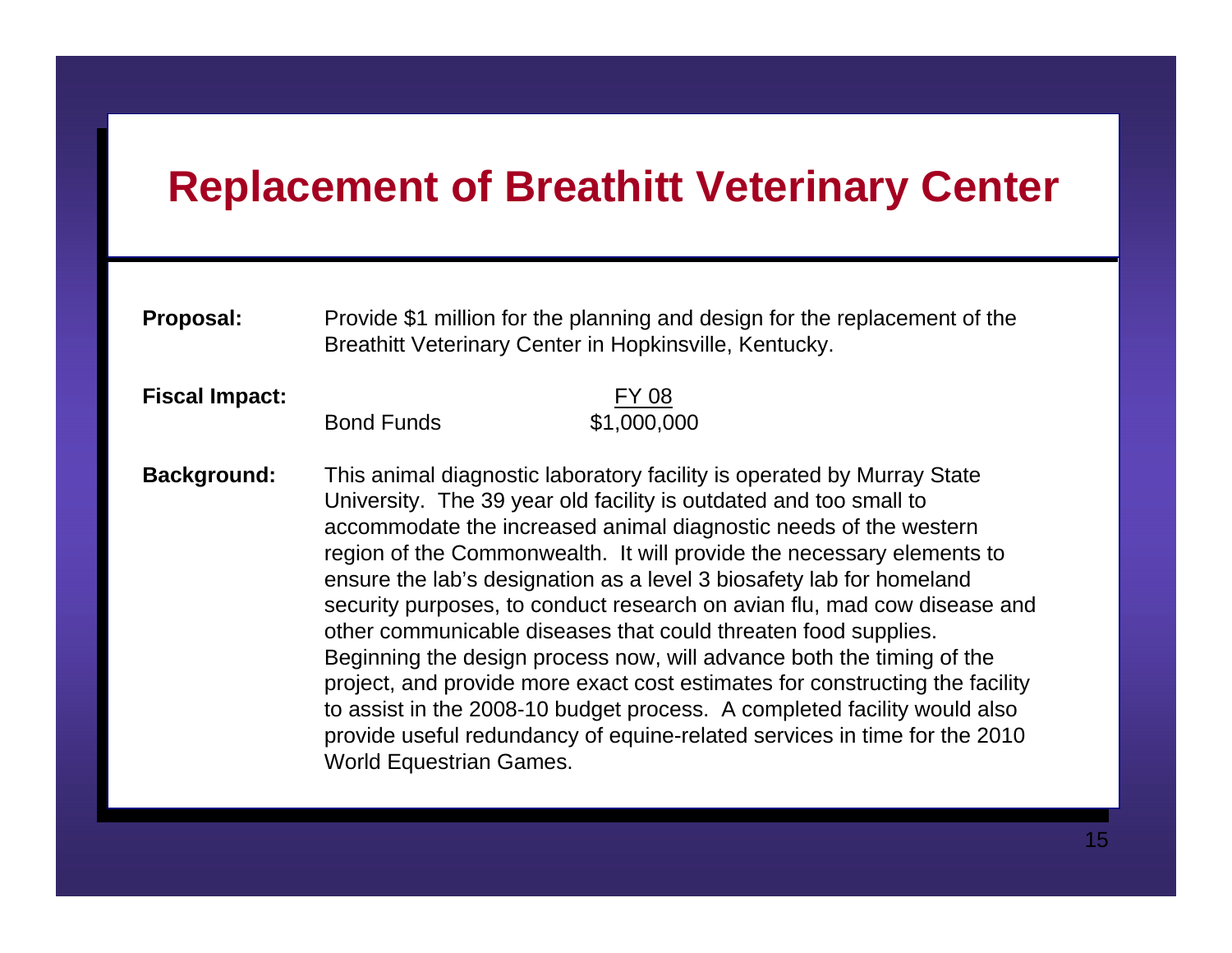# Replacement of Breathitt Veterinary Center

**Proposal:** Provide $1 million for the planning and design for the replacement of the Breathitt Veterinary Center in Hopkinsville, Kentucky.

**Fiscal Impact:**

| | FY 08 |
|---|---|
| Bond Funds | $1,000,000 |

**Background:** This animal diagnostic laboratory facility is operated by Murray State University. The 39 year old facility is outdated and too small to accommodate the increased animal diagnostic needs of the western region of the Commonwealth. It will provide the necessary elements to ensure the lab's designation as a level 3 biosafety lab for homeland security purposes, to conduct research on avian flu, mad cow disease and other communicable diseases that could threaten food supplies. Beginning the design process now, will advance both the timing of the project, and provide more exact cost estimates for constructing the facility to assist in the 2008-10 budget process. A completed facility would also provide useful redundancy of equine-related services in time for the 2010 World Equestrian Games.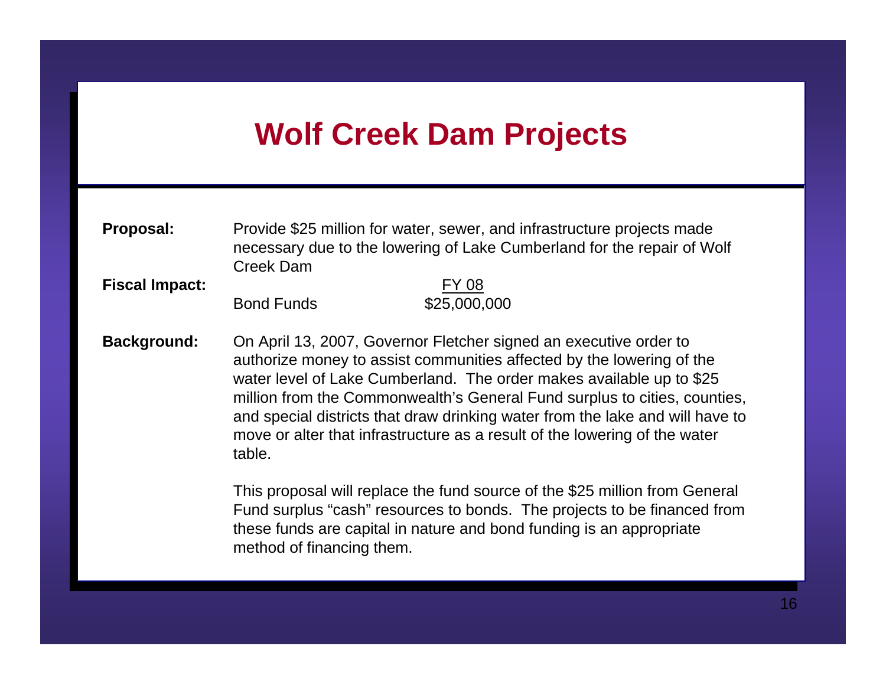# Wolf Creek Dam Projects

**Proposal:** Provide $25 million for water, sewer, and infrastructure projects made necessary due to the lowering of Lake Cumberland for the repair of Wolf Creek Dam

**Fiscal Impact:**

| | FY 08 |
|---|---|
| Bond Funds | $25,000,000 |

**Background:** On April 13, 2007, Governor Fletcher signed an executive order to authorize money to assist communities affected by the lowering of the water level of Lake Cumberland. The order makes available up to $25 million from the Commonwealth's General Fund surplus to cities, counties, and special districts that draw drinking water from the lake and will have to move or alter that infrastructure as a result of the lowering of the water table.

This proposal will replace the fund source of the $25 million from General Fund surplus "cash" resources to bonds. The projects to be financed from these funds are capital in nature and bond funding is an appropriate method of financing them.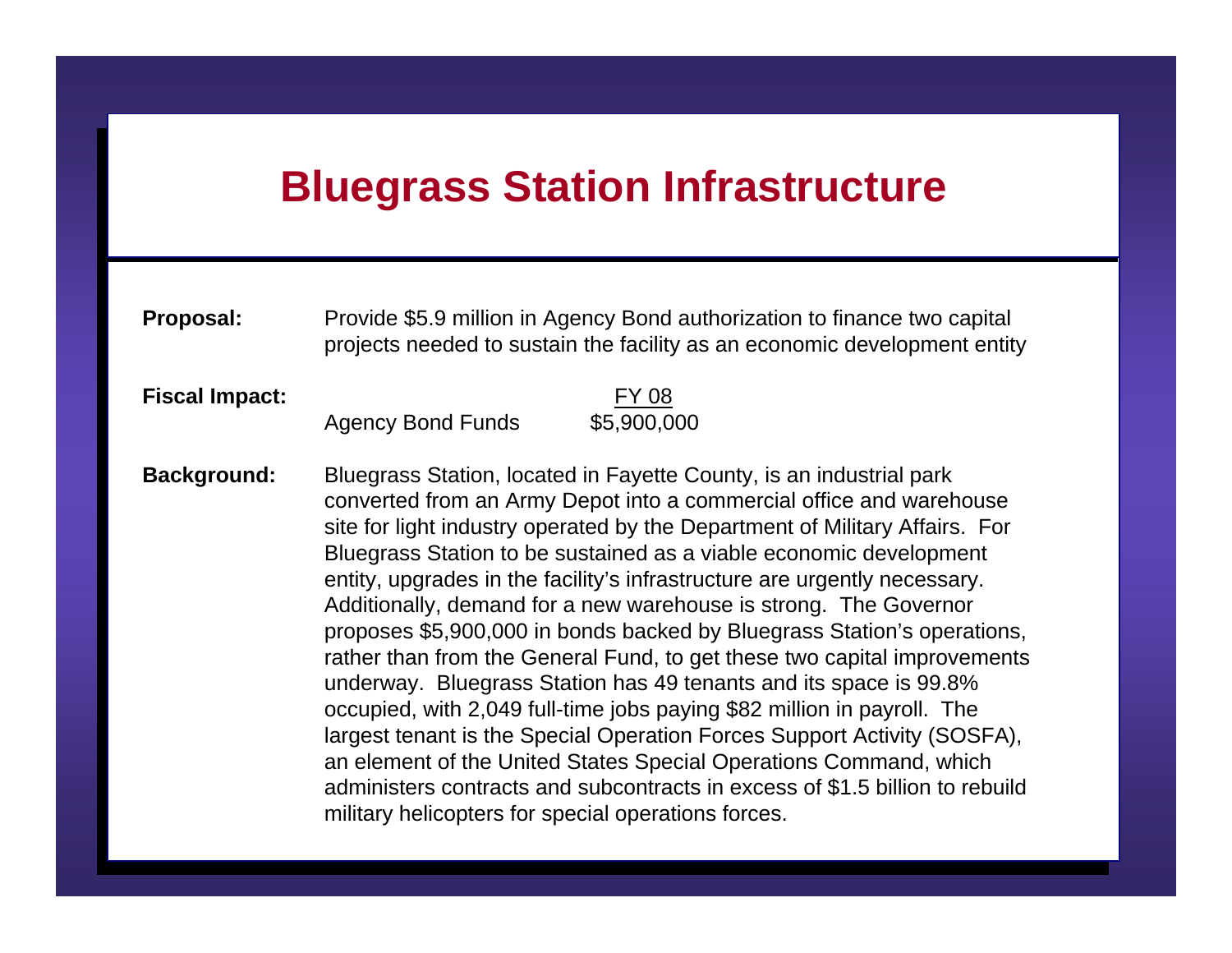# Bluegrass Station Infrastructure

**Proposal:** Provide $5.9 million in Agency Bond authorization to finance two capital projects needed to sustain the facility as an economic development entity

**Fiscal Impact:**

| | FY 08 |
|---|---|
| Agency Bond Funds | $5,900,000 |

**Background:** Bluegrass Station, located in Fayette County, is an industrial park converted from an Army Depot into a commercial office and warehouse site for light industry operated by the Department of Military Affairs. For Bluegrass Station to be sustained as a viable economic development entity, upgrades in the facility's infrastructure are urgently necessary. Additionally, demand for a new warehouse is strong. The Governor proposes $5,900,000 in bonds backed by Bluegrass Station's operations, rather than from the General Fund, to get these two capital improvements underway. Bluegrass Station has 49 tenants and its space is 99.8% occupied, with 2,049 full-time jobs paying $82 million in payroll. The largest tenant is the Special Operation Forces Support Activity (SOSFA), an element of the United States Special Operations Command, which administers contracts and subcontracts in excess of $1.5 billion to rebuild military helicopters for special operations forces.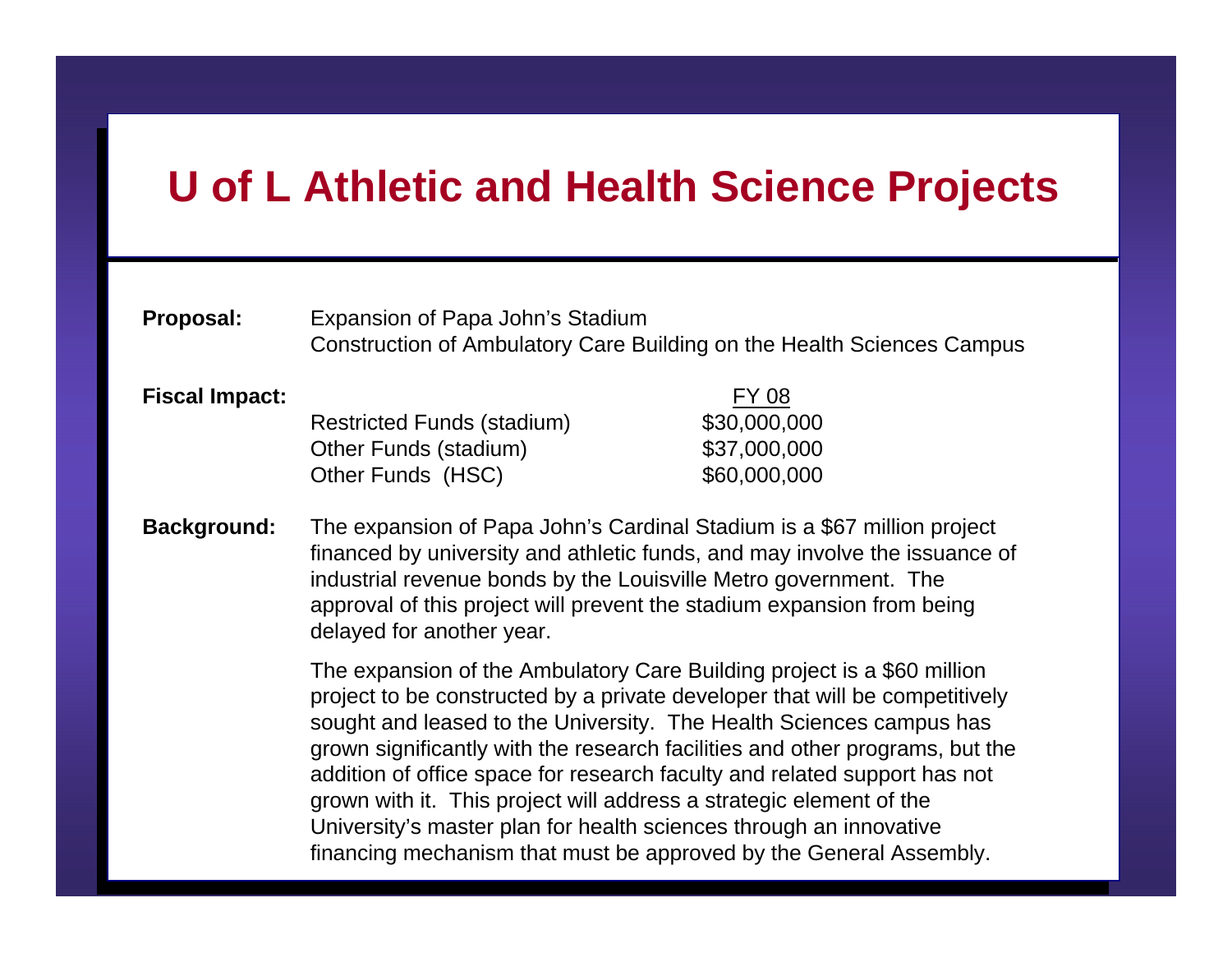# U of L Athletic and Health Science Projects

**Proposal:** Expansion of Papa John's Stadium
Construction of Ambulatory Care Building on the Health Sciences Campus

**Fiscal Impact:**

| | FY 08 |
|---|---|
| Restricted Funds (stadium) | $30,000,000 |
| Other Funds (stadium) | $37,000,000 |
| Other Funds (HSC) | $60,000,000 |

**Background:** The expansion of Papa John's Cardinal Stadium is a $67 million project financed by university and athletic funds, and may involve the issuance of industrial revenue bonds by the Louisville Metro government. The approval of this project will prevent the stadium expansion from being delayed for another year.

The expansion of the Ambulatory Care Building project is a $60 million project to be constructed by a private developer that will be competitively sought and leased to the University. The Health Sciences campus has grown significantly with the research facilities and other programs, but the addition of office space for research faculty and related support has not grown with it. This project will address a strategic element of the University's master plan for health sciences through an innovative financing mechanism that must be approved by the General Assembly.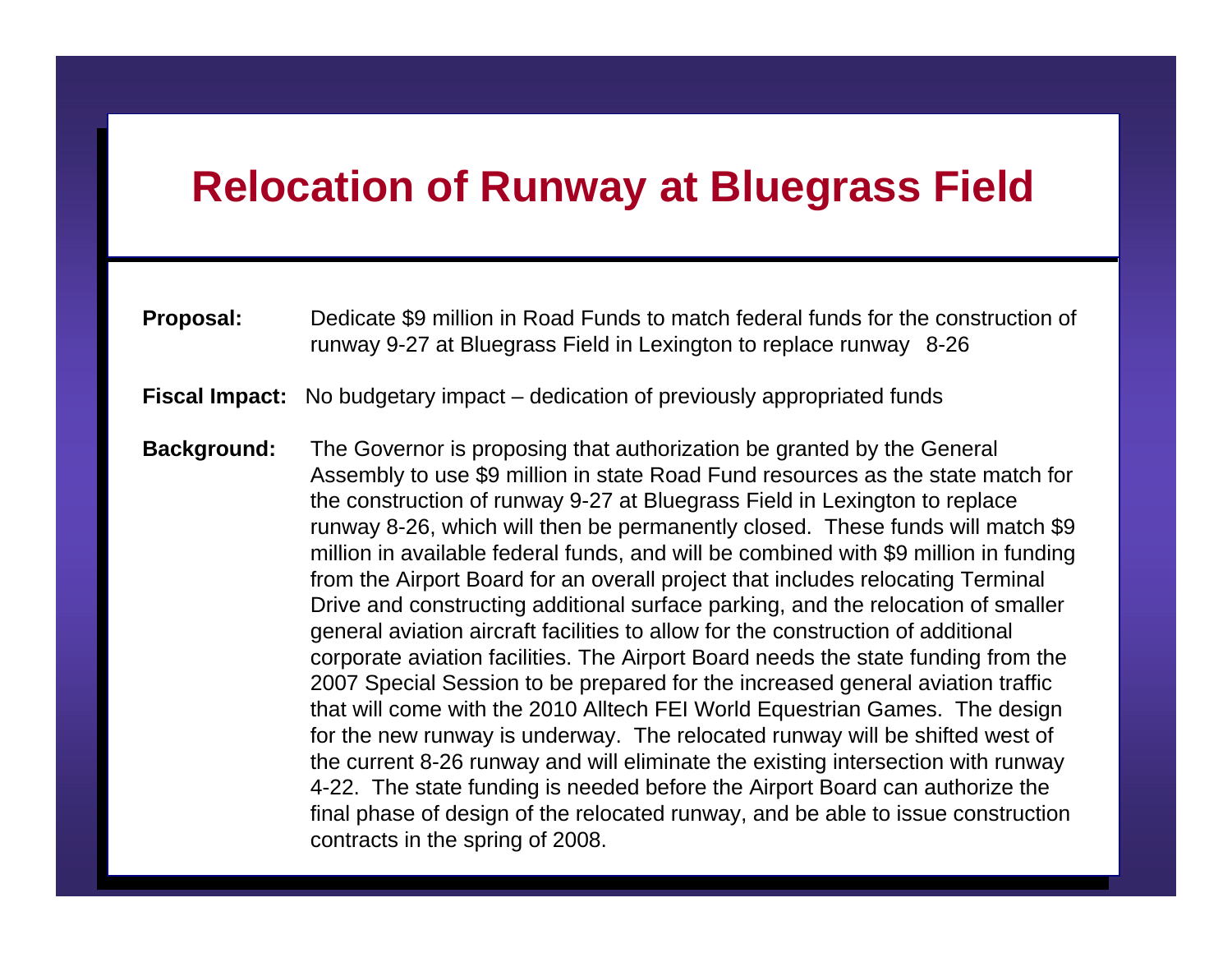# Relocation of Runway at Bluegrass Field

**Proposal:** Dedicate $9 million in Road Funds to match federal funds for the construction of runway 9-27 at Bluegrass Field in Lexington to replace runway 8-26

**Fiscal Impact:** No budgetary impact – dedication of previously appropriated funds

**Background:** The Governor is proposing that authorization be granted by the General Assembly to use $9 million in state Road Fund resources as the state match for the construction of runway 9-27 at Bluegrass Field in Lexington to replace runway 8-26, which will then be permanently closed. These funds will match $9 million in available federal funds, and will be combined with $9 million in funding from the Airport Board for an overall project that includes relocating Terminal Drive and constructing additional surface parking, and the relocation of smaller general aviation aircraft facilities to allow for the construction of additional corporate aviation facilities. The Airport Board needs the state funding from the 2007 Special Session to be prepared for the increased general aviation traffic that will come with the 2010 Alltech FEI World Equestrian Games. The design for the new runway is underway. The relocated runway will be shifted west of the current 8-26 runway and will eliminate the existing intersection with runway 4-22. The state funding is needed before the Airport Board can authorize the final phase of design of the relocated runway, and be able to issue construction contracts in the spring of 2008.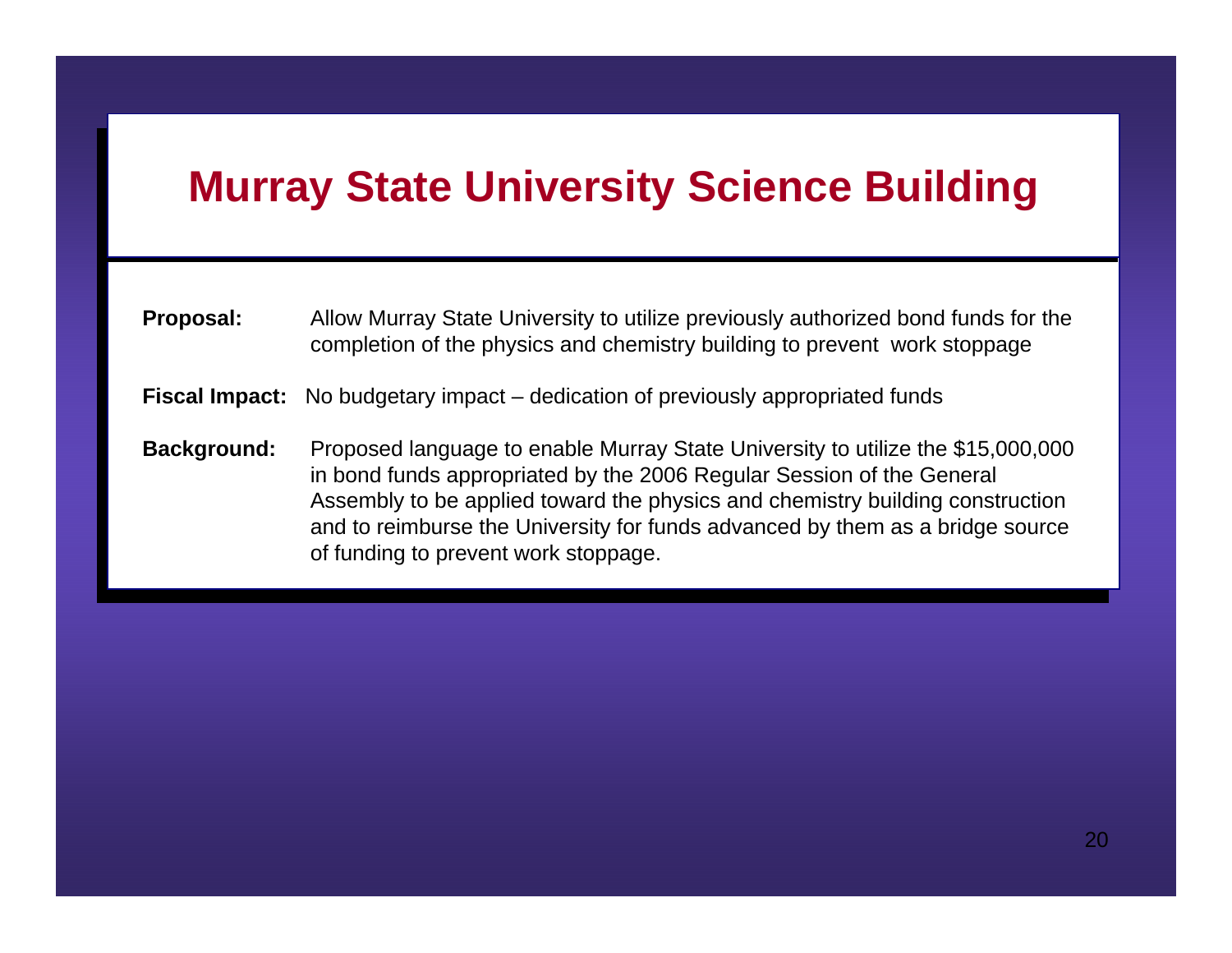# Murray State University Science Building

**Proposal:** Allow Murray State University to utilize previously authorized bond funds for the completion of the physics and chemistry building to prevent work stoppage

**Fiscal Impact:** No budgetary impact – dedication of previously appropriated funds

**Background:** Proposed language to enable Murray State University to utilize the $15,000,000 in bond funds appropriated by the 2006 Regular Session of the General Assembly to be applied toward the physics and chemistry building construction and to reimburse the University for funds advanced by them as a bridge source of funding to prevent work stoppage.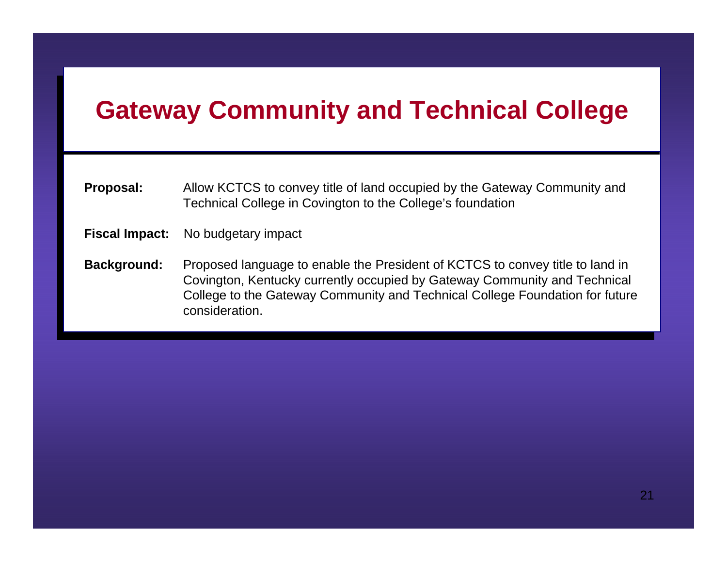# Gateway Community and Technical College

**Proposal:** Allow KCTCS to convey title of land occupied by the Gateway Community and Technical College in Covington to the College's foundation

**Fiscal Impact:** No budgetary impact

**Background:** Proposed language to enable the President of KCTCS to convey title to land in Covington, Kentucky currently occupied by Gateway Community and Technical College to the Gateway Community and Technical College Foundation for future consideration.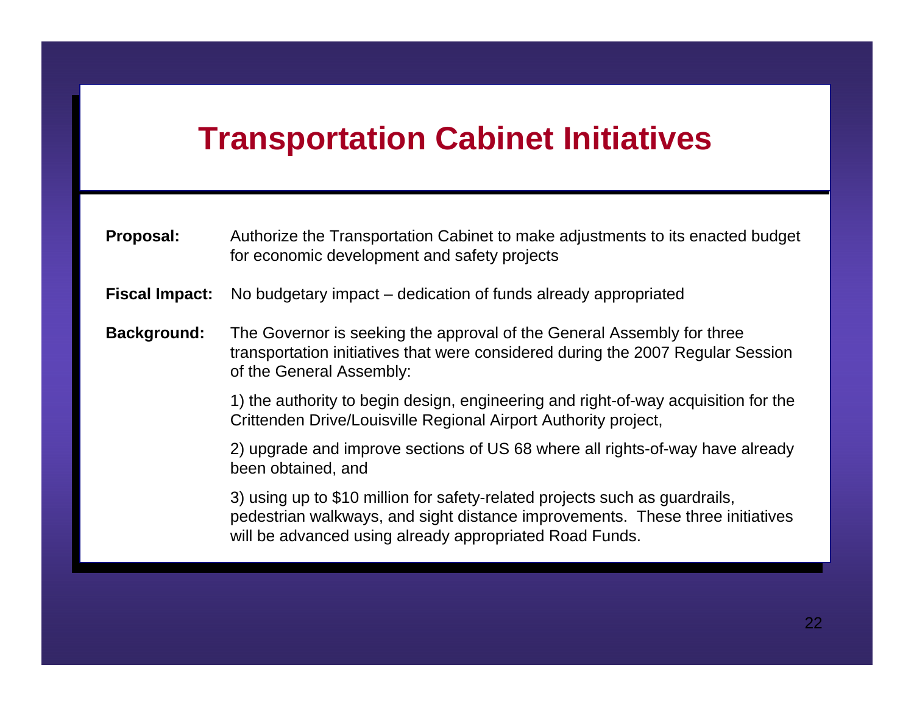# Transportation Cabinet Initiatives

**Proposal:** Authorize the Transportation Cabinet to make adjustments to its enacted budget for economic development and safety projects

**Fiscal Impact:** No budgetary impact – dedication of funds already appropriated

**Background:** The Governor is seeking the approval of the General Assembly for three transportation initiatives that were considered during the 2007 Regular Session of the General Assembly:

1) the authority to begin design, engineering and right-of-way acquisition for the Crittenden Drive/Louisville Regional Airport Authority project,

2) upgrade and improve sections of US 68 where all rights-of-way have already been obtained, and

3) using up to $10 million for safety-related projects such as guardrails, pedestrian walkways, and sight distance improvements. These three initiatives will be advanced using already appropriated Road Funds.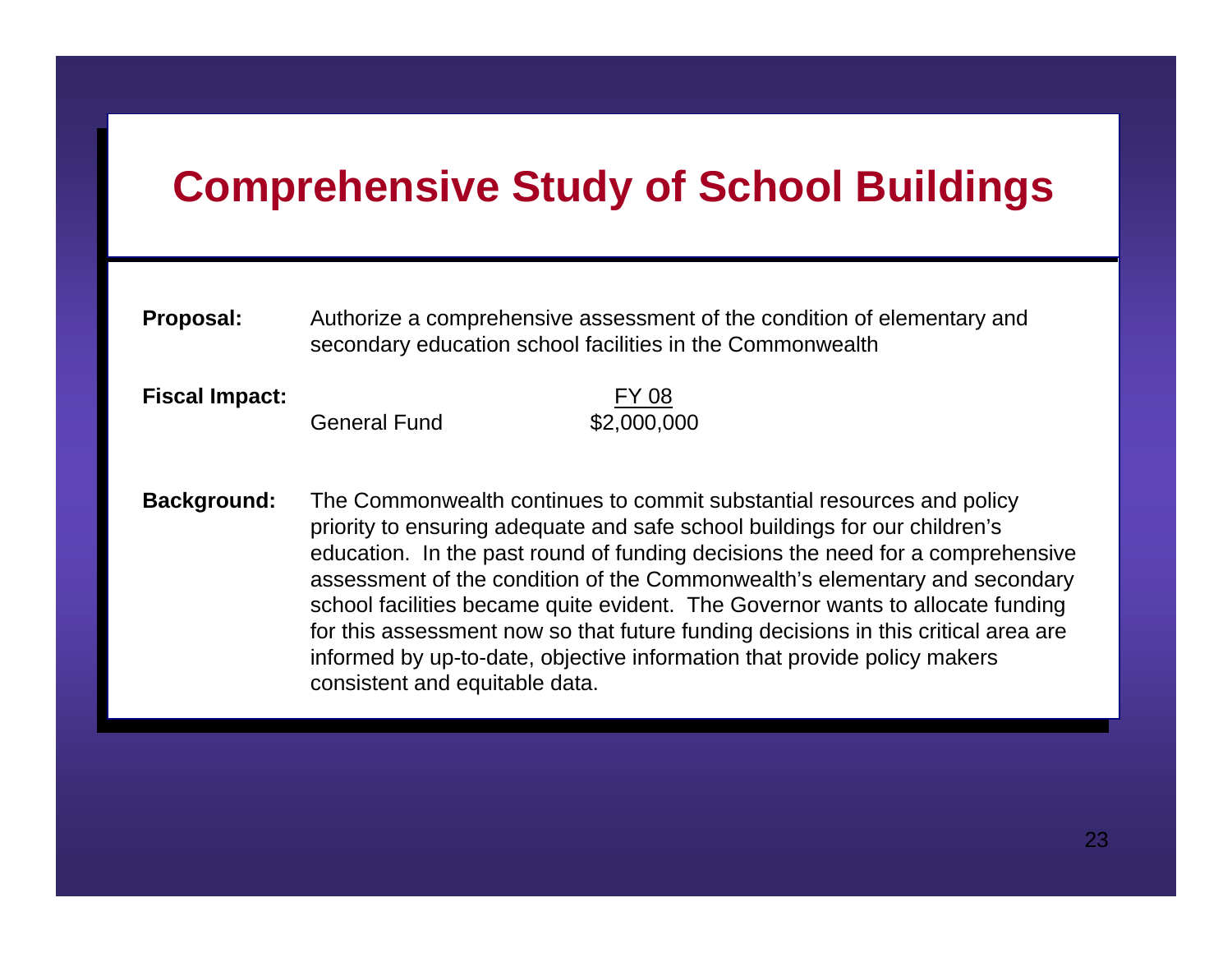# Comprehensive Study of School Buildings

**Proposal:** Authorize a comprehensive assessment of the condition of elementary and secondary education school facilities in the Commonwealth

**Fiscal Impact:**

| | FY 08 |
|---|---|
| General Fund | $2,000,000 |

**Background:** The Commonwealth continues to commit substantial resources and policy priority to ensuring adequate and safe school buildings for our children's education. In the past round of funding decisions the need for a comprehensive assessment of the condition of the Commonwealth's elementary and secondary school facilities became quite evident. The Governor wants to allocate funding for this assessment now so that future funding decisions in this critical area are informed by up-to-date, objective information that provide policy makers consistent and equitable data.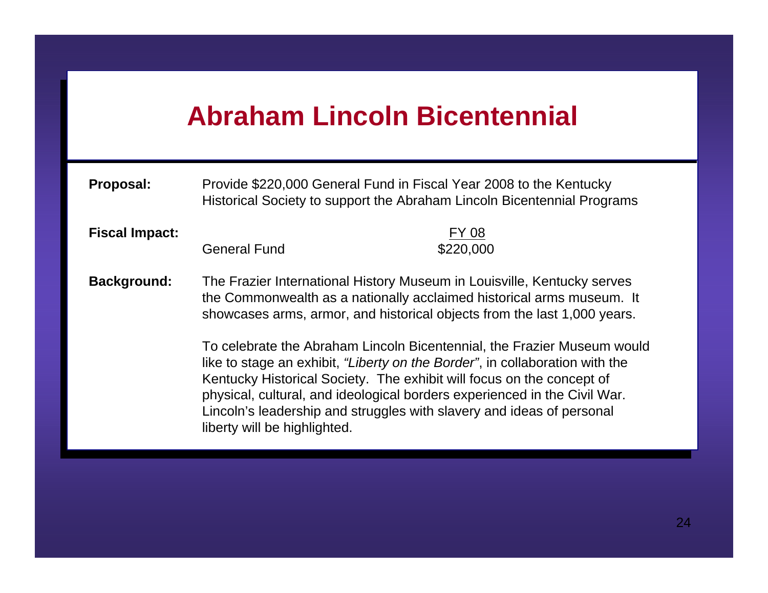# Abraham Lincoln Bicentennial

**Proposal:** Provide $220,000 General Fund in Fiscal Year 2008 to the Kentucky Historical Society to support the Abraham Lincoln Bicentennial Programs

**Fiscal Impact:**

| | FY 08 |
|---|---|
| General Fund | $220,000 |

**Background:** The Frazier International History Museum in Louisville, Kentucky serves the Commonwealth as a nationally acclaimed historical arms museum. It showcases arms, armor, and historical objects from the last 1,000 years.

To celebrate the Abraham Lincoln Bicentennial, the Frazier Museum would like to stage an exhibit, *"Liberty on the Border"*, in collaboration with the Kentucky Historical Society. The exhibit will focus on the concept of physical, cultural, and ideological borders experienced in the Civil War. Lincoln's leadership and struggles with slavery and ideas of personal liberty will be highlighted.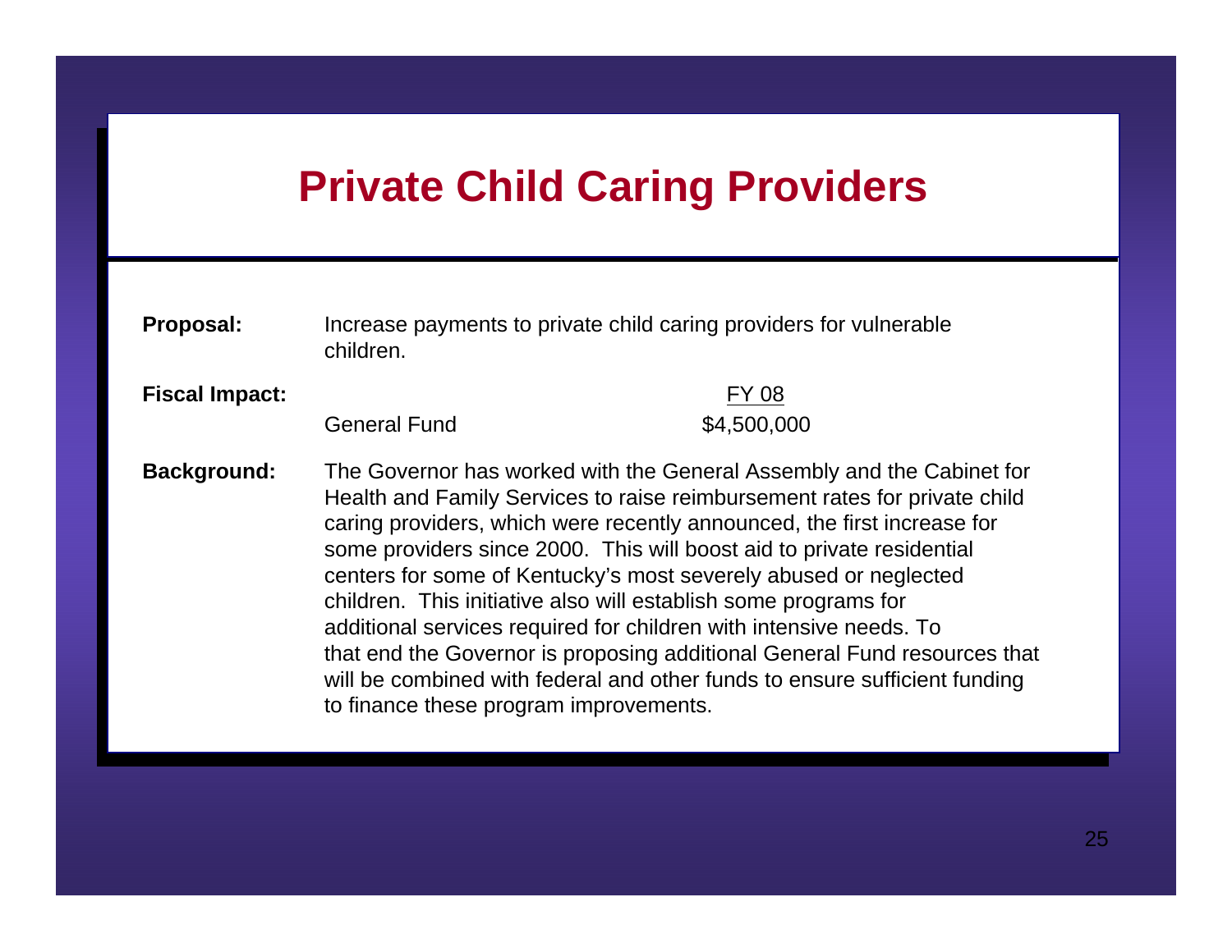# Private Child Caring Providers

**Proposal:** Increase payments to private child caring providers for vulnerable children.

**Fiscal Impact:**

| | FY 08 |
|---|---|
| General Fund | $4,500,000 |

**Background:** The Governor has worked with the General Assembly and the Cabinet for Health and Family Services to raise reimbursement rates for private child caring providers, which were recently announced, the first increase for some providers since 2000. This will boost aid to private residential centers for some of Kentucky's most severely abused or neglected children. This initiative also will establish some programs for additional services required for children with intensive needs. To that end the Governor is proposing additional General Fund resources that will be combined with federal and other funds to ensure sufficient funding to finance these program improvements.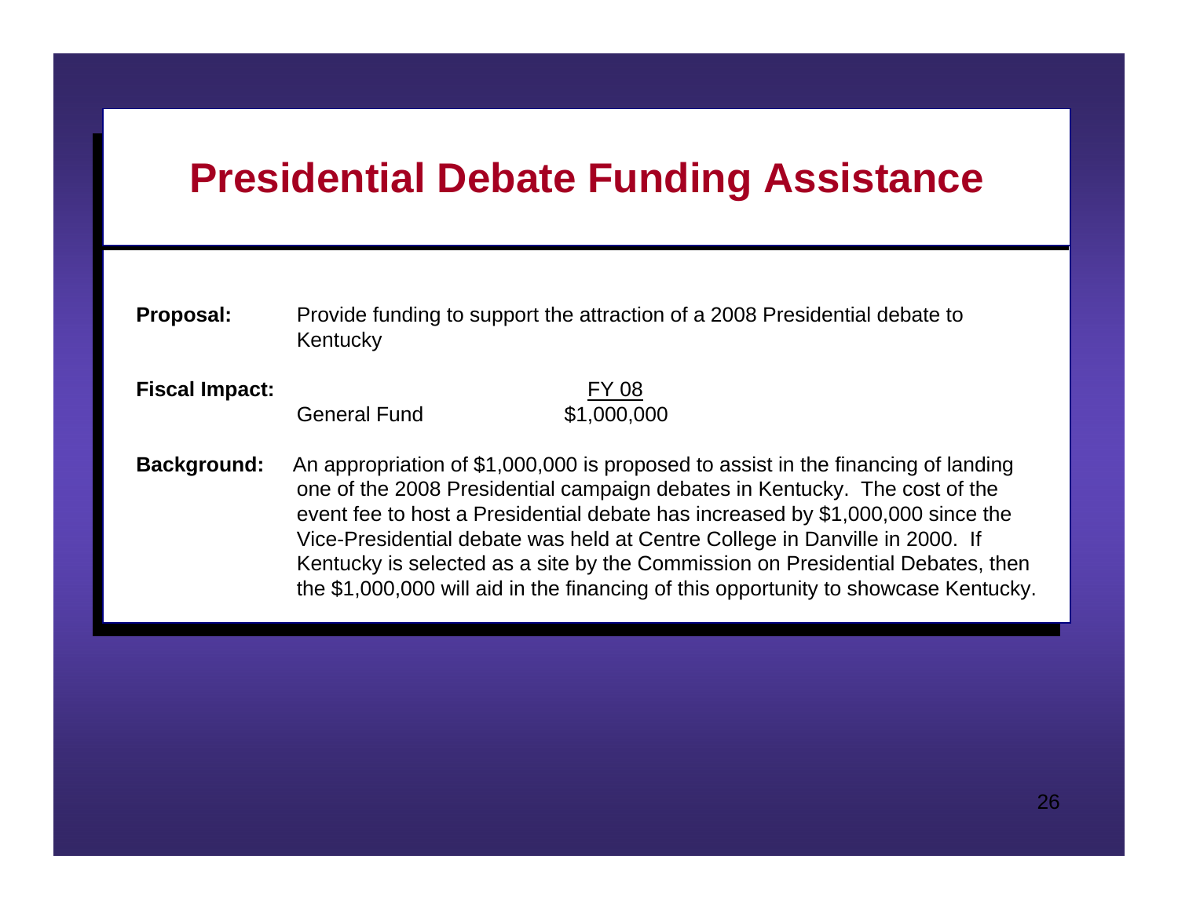# Presidential Debate Funding Assistance

**Proposal:** Provide funding to support the attraction of a 2008 Presidential debate to Kentucky

**Fiscal Impact:**

| | FY 08 |
|---|---|
| General Fund | $1,000,000 |

**Background:** An appropriation of $1,000,000 is proposed to assist in the financing of landing one of the 2008 Presidential campaign debates in Kentucky. The cost of the event fee to host a Presidential debate has increased by $1,000,000 since the Vice-Presidential debate was held at Centre College in Danville in 2000. If Kentucky is selected as a site by the Commission on Presidential Debates, then the $1,000,000 will aid in the financing of this opportunity to showcase Kentucky.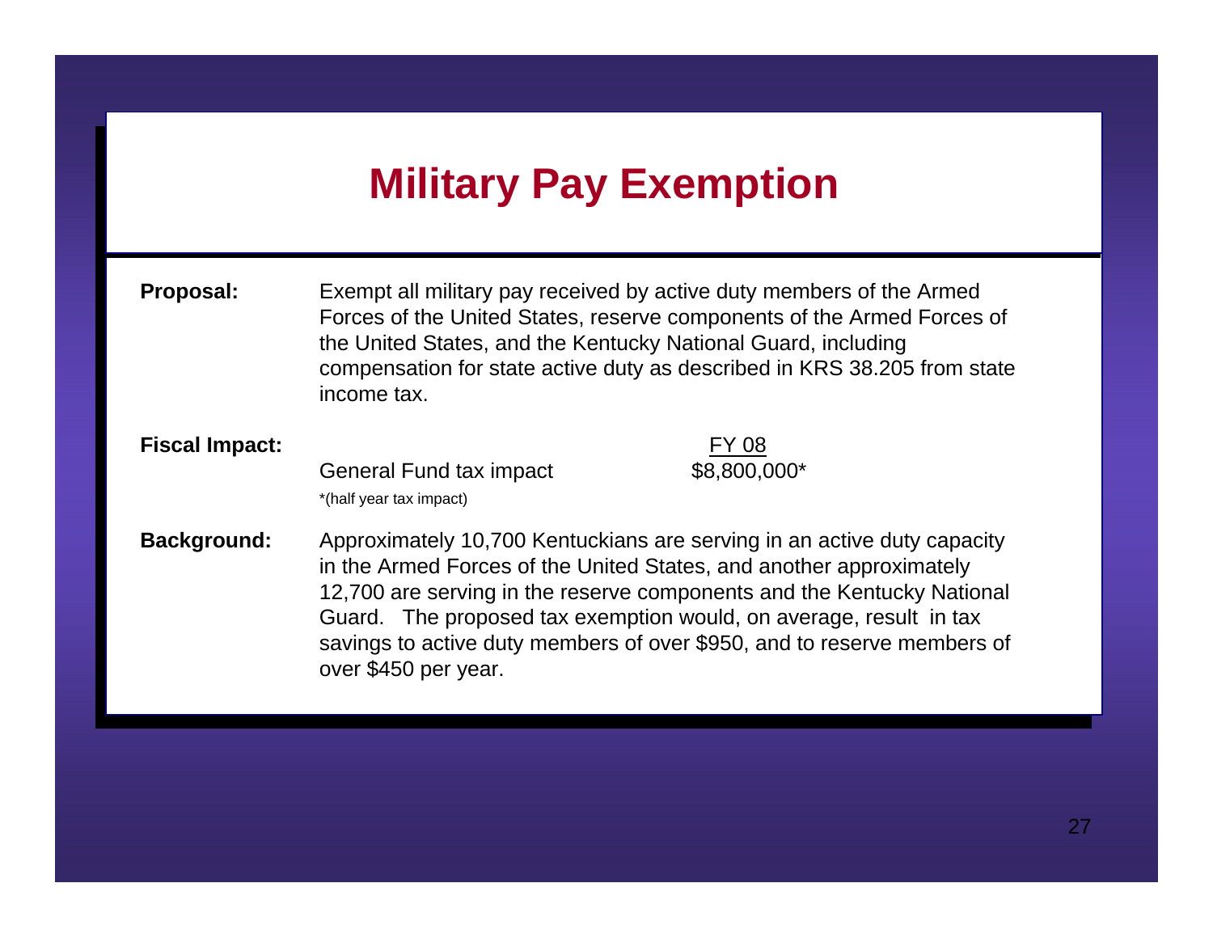# Military Pay Exemption

**Proposal:** Exempt all military pay received by active duty members of the Armed Forces of the United States, reserve components of the Armed Forces of the United States, and the Kentucky National Guard, including compensation for state active duty as described in KRS 38.205 from state income tax.

**Fiscal Impact:**

| | FY 08 |
|---|---|
| General Fund tax impact | $8,800,000* |

*(half year tax impact)

**Background:** Approximately 10,700 Kentuckians are serving in an active duty capacity in the Armed Forces of the United States, and another approximately 12,700 are serving in the reserve components and the Kentucky National Guard. The proposed tax exemption would, on average, result in tax savings to active duty members of over $950, and to reserve members of over $450 per year.